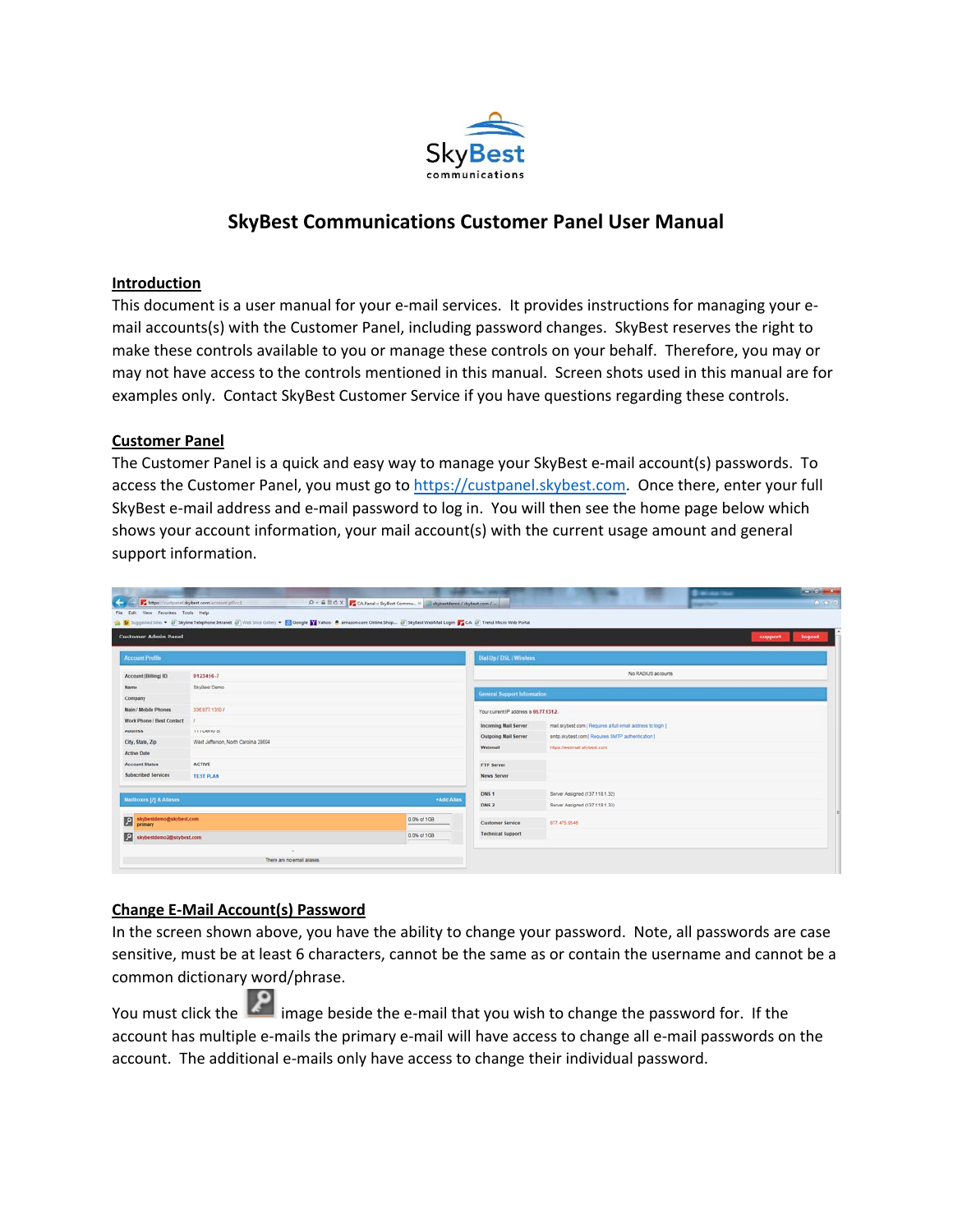# SkyBest Communications Customer Panel User Manual

## Introduction

This document is a user manual for your e-mail services. It provides instructions for managing your e-mail accounts(s) with the Customer Panel, including password changes. SkyBest reserves the right to make these controls available to you or manage these controls on your behalf. Therefore, you may or may not have access to the controls mentioned in this manual. Screen shots used in this manual are for examples only. Contact SkyBest Customer Service if you have questions regarding these controls.

## Customer Panel

The Customer Panel is a quick and easy way to manage your SkyBest e-mail account(s) passwords. To access the Customer Panel, you must go to https://custpanel.skybest.com. Once there, enter your full SkyBest e-mail address and e-mail password to log in. You will then see the home page below which shows your account information, your mail account(s) with the current usage amount and general support information.

## Change E-Mail Account(s) Password

In the screen shown above, you have the ability to change your password. Note, all passwords are case sensitive, must be at least 6 characters, cannot be the same as or contain the username and cannot be a common dictionary word/phrase.

You must click the image beside the e-mail that you wish to change the password for. If the account has multiple e-mails the primary e-mail will have access to change all e-mail passwords on the account. The additional e-mails only have access to change their individual password.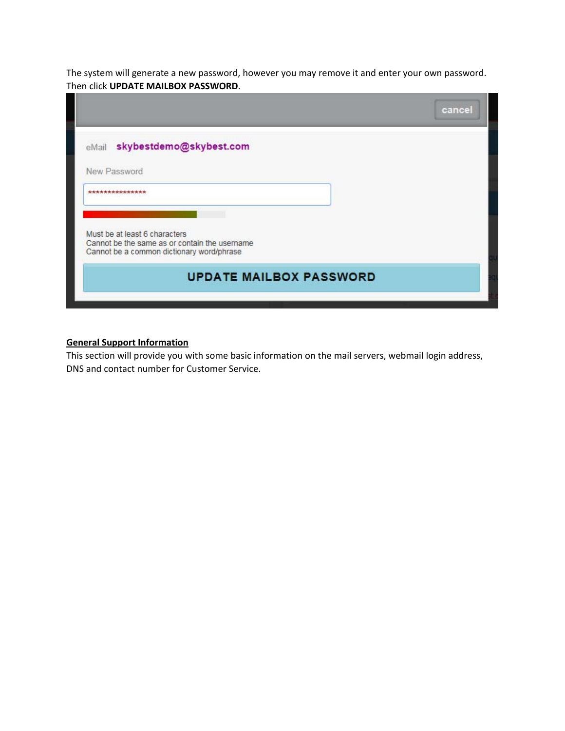The system will generate a new password, however you may remove it and enter your own password. Then click **UPDATE MAILBOX PASSWORD**.

cancel

eMail skybestdemo@skybest.com

New Password

***************

Must be at least 6 characters
Cannot be the same as or contain the username
Cannot be a common dictionary word/phrase

UPDATE MAILBOX PASSWORD

**General Support Information**

This section will provide you with some basic information on the mail servers, webmail login address, DNS and contact number for Customer Service.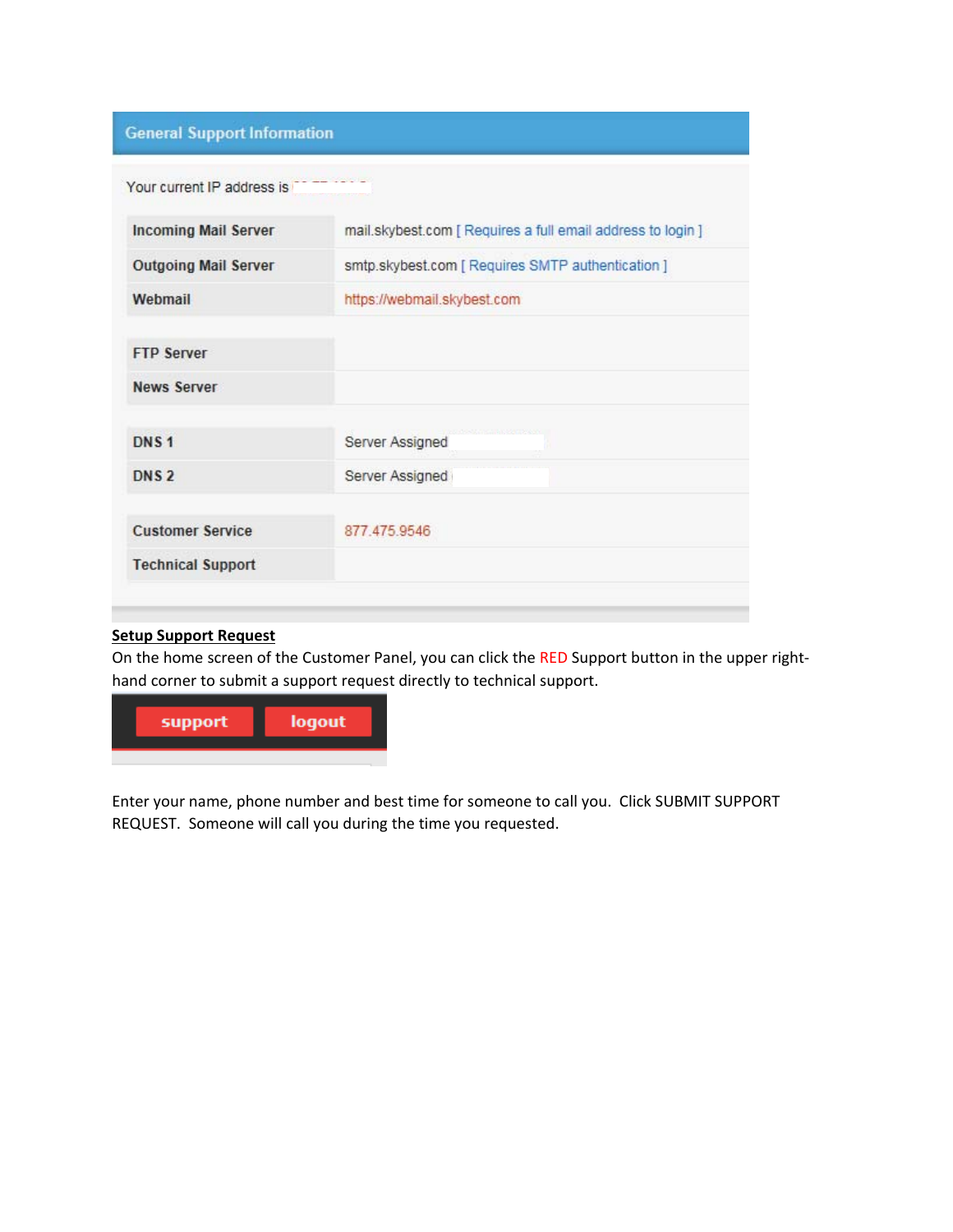## General Support Information

Your current IP address is

| | |
|---|---|
| **Incoming Mail Server** | mail.skybest.com [ Requires a full email address to login ] |
| **Outgoing Mail Server** | smtp.skybest.com [ Requires SMTP authentication ] |
| **Webmail** | https://webmail.skybest.com |
| **FTP Server** | |
| **News Server** | |
| **DNS 1** | Server Assigned |
| **DNS 2** | Server Assigned |
| **Customer Service** | 877.475.9546 |
| **Technical Support** | |

**Setup Support Request**

On the home screen of the Customer Panel, you can click the RED Support button in the upper right-hand corner to submit a support request directly to technical support.

support logout

Enter your name, phone number and best time for someone to call you. Click SUBMIT SUPPORT REQUEST. Someone will call you during the time you requested.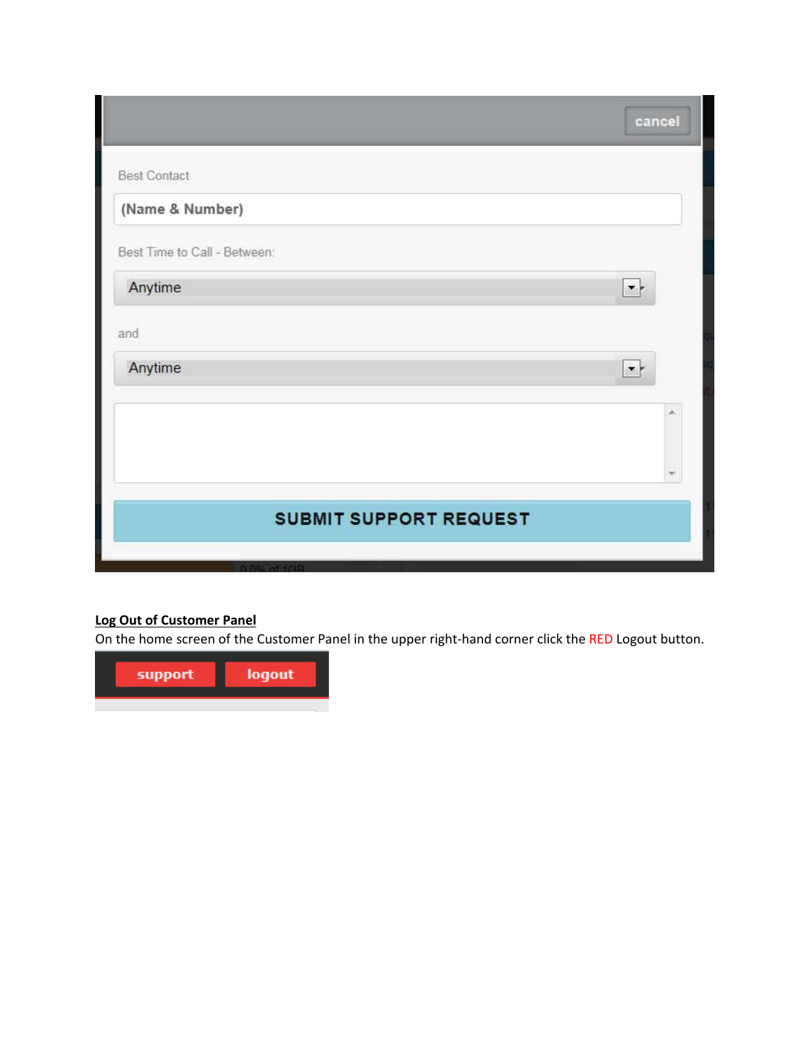**Log Out of Customer Panel**

On the home screen of the Customer Panel in the upper right-hand corner click the RED Logout button.